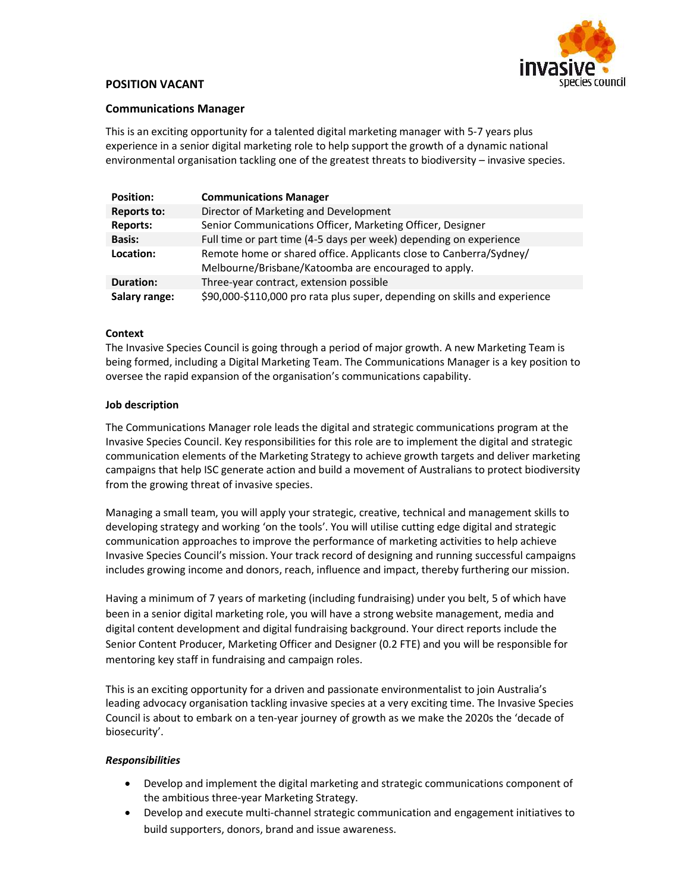**POSITION VACANT**

## Communications Manager

This is an exciting opportunity for a talented digital marketing manager with 5-7 years plus experience in a senior digital marketing role to help support the growth of a dynamic national environmental organisation tackling one of the greatest threats to biodiversity – invasive species.

| **Position:** | **Communications Manager** |
| --- | --- |
| **Reports to:** | Director of Marketing and Development |
| **Reports:** | Senior Communications Officer, Marketing Officer, Designer |
| **Basis:** | Full time or part time (4-5 days per week) depending on experience |
| **Location:** | Remote home or shared office. Applicants close to Canberra/Sydney/ Melbourne/Brisbane/Katoomba are encouraged to apply. |
| **Duration:** | Three-year contract, extension possible |
| **Salary range:** | $90,000-$110,000 pro rata plus super, depending on skills and experience |

### Context

The Invasive Species Council is going through a period of major growth. A new Marketing Team is being formed, including a Digital Marketing Team. The Communications Manager is a key position to oversee the rapid expansion of the organisation's communications capability.

### Job description

The Communications Manager role leads the digital and strategic communications program at the Invasive Species Council. Key responsibilities for this role are to implement the digital and strategic communication elements of the Marketing Strategy to achieve growth targets and deliver marketing campaigns that help ISC generate action and build a movement of Australians to protect biodiversity from the growing threat of invasive species.

Managing a small team, you will apply your strategic, creative, technical and management skills to developing strategy and working 'on the tools'. You will utilise cutting edge digital and strategic communication approaches to improve the performance of marketing activities to help achieve Invasive Species Council's mission. Your track record of designing and running successful campaigns includes growing income and donors, reach, influence and impact, thereby furthering our mission.

Having a minimum of 7 years of marketing (including fundraising) under you belt, 5 of which have been in a senior digital marketing role, you will have a strong website management, media and digital content development and digital fundraising background. Your direct reports include the Senior Content Producer, Marketing Officer and Designer (0.2 FTE) and you will be responsible for mentoring key staff in fundraising and campaign roles.

This is an exciting opportunity for a driven and passionate environmentalist to join Australia's leading advocacy organisation tackling invasive species at a very exciting time. The Invasive Species Council is about to embark on a ten-year journey of growth as we make the 2020s the 'decade of biosecurity'.

#### *Responsibilities*

- Develop and implement the digital marketing and strategic communications component of the ambitious three-year Marketing Strategy.
- Develop and execute multi-channel strategic communication and engagement initiatives to build supporters, donors, brand and issue awareness.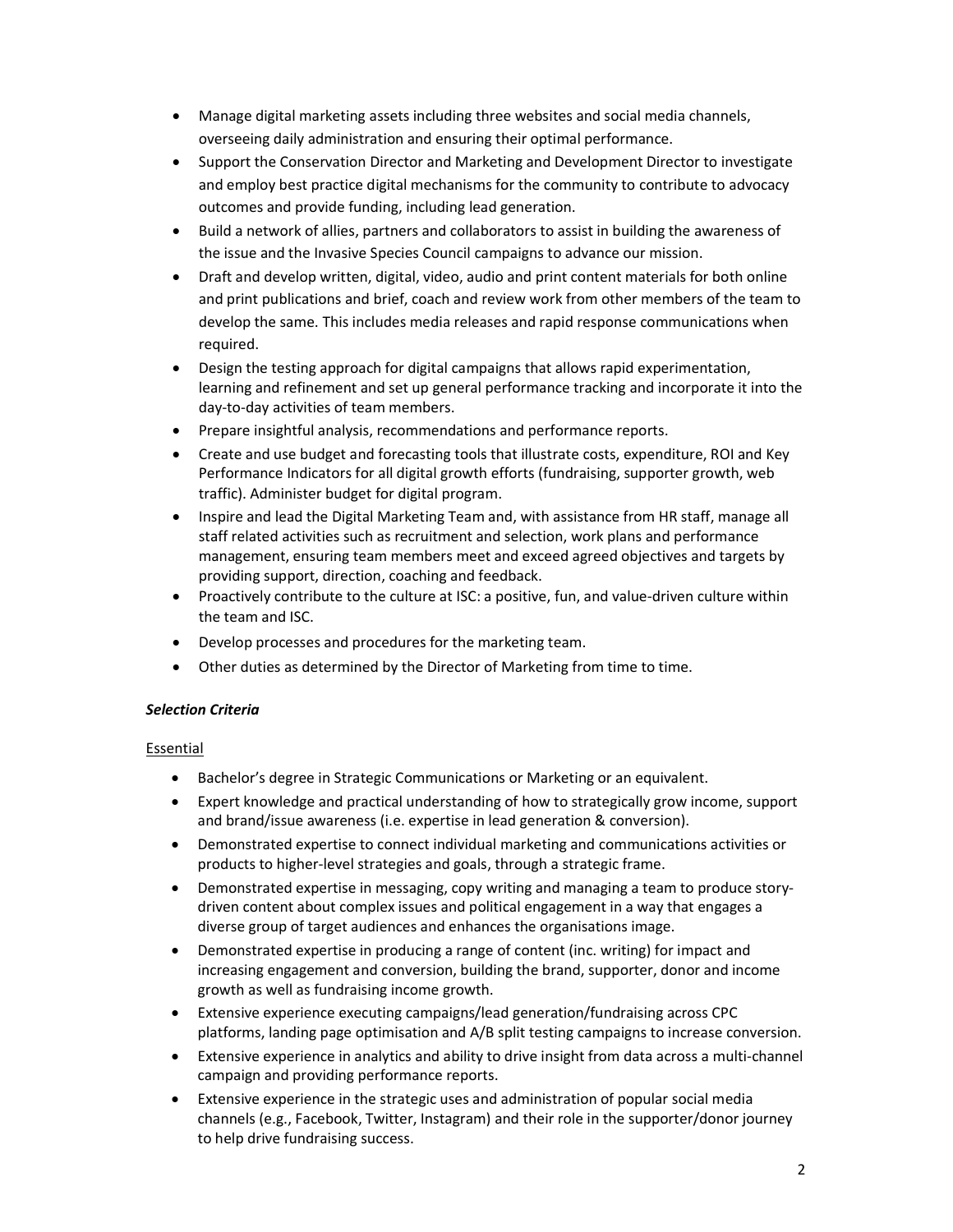- Manage digital marketing assets including three websites and social media channels, overseeing daily administration and ensuring their optimal performance.
- Support the Conservation Director and Marketing and Development Director to investigate and employ best practice digital mechanisms for the community to contribute to advocacy outcomes and provide funding, including lead generation.
- Build a network of allies, partners and collaborators to assist in building the awareness of the issue and the Invasive Species Council campaigns to advance our mission.
- Draft and develop written, digital, video, audio and print content materials for both online and print publications and brief, coach and review work from other members of the team to develop the same. This includes media releases and rapid response communications when required.
- Design the testing approach for digital campaigns that allows rapid experimentation, learning and refinement and set up general performance tracking and incorporate it into the day-to-day activities of team members.
- Prepare insightful analysis, recommendations and performance reports.
- Create and use budget and forecasting tools that illustrate costs, expenditure, ROI and Key Performance Indicators for all digital growth efforts (fundraising, supporter growth, web traffic). Administer budget for digital program.
- Inspire and lead the Digital Marketing Team and, with assistance from HR staff, manage all staff related activities such as recruitment and selection, work plans and performance management, ensuring team members meet and exceed agreed objectives and targets by providing support, direction, coaching and feedback.
- Proactively contribute to the culture at ISC: a positive, fun, and value-driven culture within the team and ISC.
- Develop processes and procedures for the marketing team.
- Other duties as determined by the Director of Marketing from time to time.

***Selection Criteria***

<u>Essential</u>

- Bachelor's degree in Strategic Communications or Marketing or an equivalent.
- Expert knowledge and practical understanding of how to strategically grow income, support and brand/issue awareness (i.e. expertise in lead generation & conversion).
- Demonstrated expertise to connect individual marketing and communications activities or products to higher-level strategies and goals, through a strategic frame.
- Demonstrated expertise in messaging, copy writing and managing a team to produce story-driven content about complex issues and political engagement in a way that engages a diverse group of target audiences and enhances the organisations image.
- Demonstrated expertise in producing a range of content (inc. writing) for impact and increasing engagement and conversion, building the brand, supporter, donor and income growth as well as fundraising income growth.
- Extensive experience executing campaigns/lead generation/fundraising across CPC platforms, landing page optimisation and A/B split testing campaigns to increase conversion.
- Extensive experience in analytics and ability to drive insight from data across a multi-channel campaign and providing performance reports.
- Extensive experience in the strategic uses and administration of popular social media channels (e.g., Facebook, Twitter, Instagram) and their role in the supporter/donor journey to help drive fundraising success.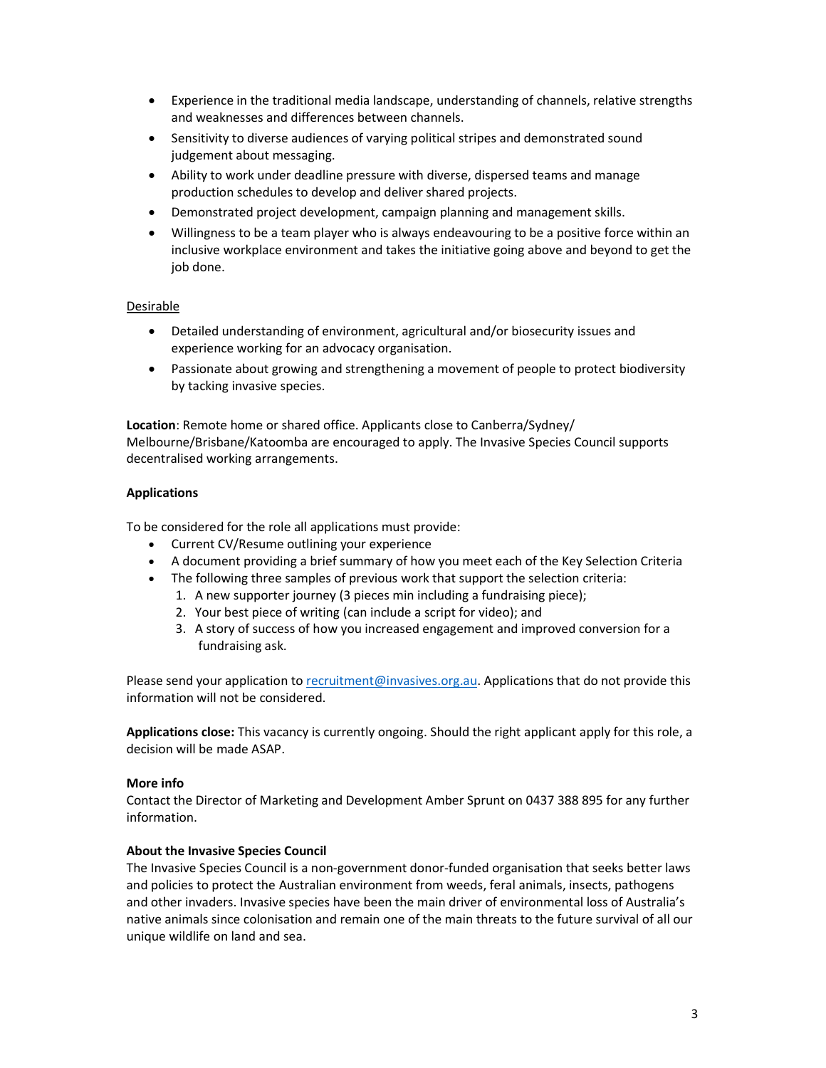- Experience in the traditional media landscape, understanding of channels, relative strengths and weaknesses and differences between channels.
- Sensitivity to diverse audiences of varying political stripes and demonstrated sound judgement about messaging.
- Ability to work under deadline pressure with diverse, dispersed teams and manage production schedules to develop and deliver shared projects.
- Demonstrated project development, campaign planning and management skills.
- Willingness to be a team player who is always endeavouring to be a positive force within an inclusive workplace environment and takes the initiative going above and beyond to get the job done.

Desirable

- Detailed understanding of environment, agricultural and/or biosecurity issues and experience working for an advocacy organisation.
- Passionate about growing and strengthening a movement of people to protect biodiversity by tacking invasive species.

**Location**: Remote home or shared office. Applicants close to Canberra/Sydney/Melbourne/Brisbane/Katoomba are encouraged to apply. The Invasive Species Council supports decentralised working arrangements.

**Applications**

To be considered for the role all applications must provide:

- Current CV/Resume outlining your experience
- A document providing a brief summary of how you meet each of the Key Selection Criteria
- The following three samples of previous work that support the selection criteria:
  1. A new supporter journey (3 pieces min including a fundraising piece);
  2. Your best piece of writing (can include a script for video); and
  3. A story of success of how you increased engagement and improved conversion for a fundraising ask.

Please send your application to recruitment@invasives.org.au. Applications that do not provide this information will not be considered.

**Applications close:** This vacancy is currently ongoing. Should the right applicant apply for this role, a decision will be made ASAP.

**More info**

Contact the Director of Marketing and Development Amber Sprunt on 0437 388 895 for any further information.

**About the Invasive Species Council**

The Invasive Species Council is a non-government donor-funded organisation that seeks better laws and policies to protect the Australian environment from weeds, feral animals, insects, pathogens and other invaders. Invasive species have been the main driver of environmental loss of Australia's native animals since colonisation and remain one of the main threats to the future survival of all our unique wildlife on land and sea.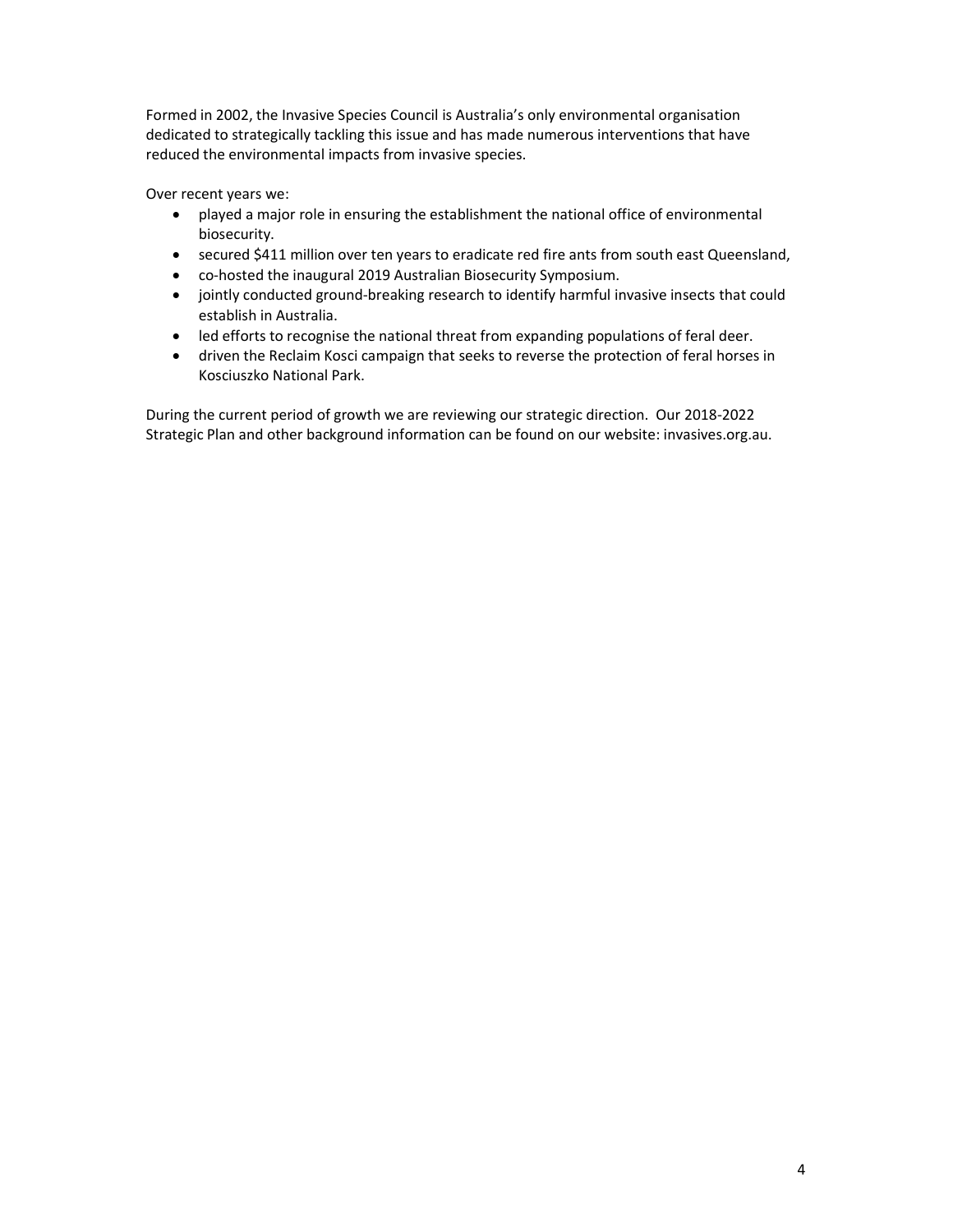Formed in 2002, the Invasive Species Council is Australia's only environmental organisation dedicated to strategically tackling this issue and has made numerous interventions that have reduced the environmental impacts from invasive species.

Over recent years we:

- played a major role in ensuring the establishment the national office of environmental biosecurity.
- secured $411 million over ten years to eradicate red fire ants from south east Queensland,
- co-hosted the inaugural 2019 Australian Biosecurity Symposium.
- jointly conducted ground-breaking research to identify harmful invasive insects that could establish in Australia.
- led efforts to recognise the national threat from expanding populations of feral deer.
- driven the Reclaim Kosci campaign that seeks to reverse the protection of feral horses in Kosciuszko National Park.

During the current period of growth we are reviewing our strategic direction. Our 2018-2022 Strategic Plan and other background information can be found on our website: invasives.org.au.